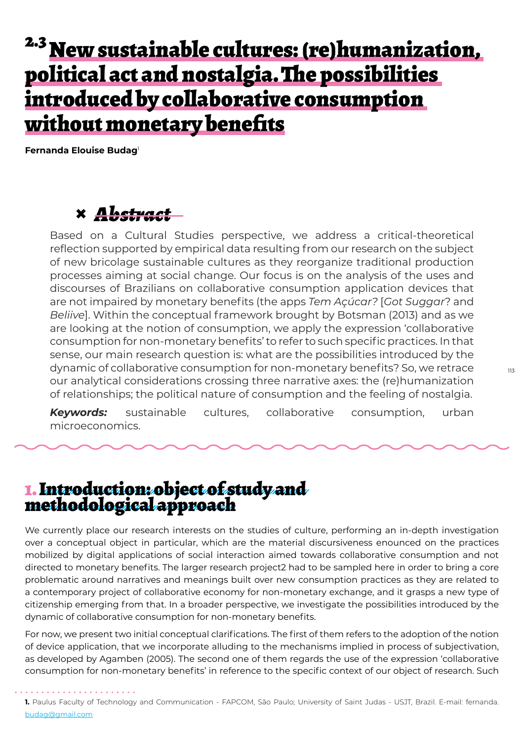# 2.3 New sustainable cultures: (re)humanization, political act and nostalgia. The possibilities introduced by collaborative consumption without monetary benefits

**Fernanda Elouise Budag**[1]

## × *Abstract*

Based on a Cultural Studies perspective, we address a critical-theoretical reflection supported by empirical data resulting from our research on the subject of new bricolage sustainable cultures as they reorganize traditional production processes aiming at social change. Our focus is on the analysis of the uses and discourses of Brazilians on collaborative consumption application devices that are not impaired by monetary benefits (the apps *Tem Açúcar?* [*Got Suggar*? and *Beliiv*e]. Within the conceptual framework brought by Botsman (2013) and as we are looking at the notion of consumption, we apply the expression 'collaborative consumption for non-monetary benefits' to refer to such specific practices. In that sense, our main research question is: what are the possibilities introduced by the dynamic of collaborative consumption for non-monetary benefits? So, we retrace our analytical considerations crossing three narrative axes: the (re)humanization of relationships; the political nature of consumption and the feeling of nostalgia.

***Keywords:*** sustainable cultures, collaborative consumption, urban microeconomics.

## 1. Introduction: object of study and methodological approach

We currently place our research interests on the studies of culture, performing an in-depth investigation over a conceptual object in particular, which are the material discursiveness enounced on the practices mobilized by digital applications of social interaction aimed towards collaborative consumption and not directed to monetary benefits. The larger research project2 had to be sampled here in order to bring a core problematic around narratives and meanings built over new consumption practices as they are related to a contemporary project of collaborative economy for non-monetary exchange, and it grasps a new type of citizenship emerging from that. In a broader perspective, we investigate the possibilities introduced by the dynamic of collaborative consumption for non-monetary benefits.

For now, we present two initial conceptual clarifications. The first of them refers to the adoption of the notion of device application, that we incorporate alluding to the mechanisms implied in process of subjectivation, as developed by Agamben (2005). The second one of them regards the use of the expression 'collaborative consumption for non-monetary benefits' in reference to the specific context of our object of research. Such

**1.** Paulus Faculty of Technology and Communication - FAPCOM, São Paulo; University of Saint Judas - USJT, Brazil. E-mail: fernanda.budag@gmail.com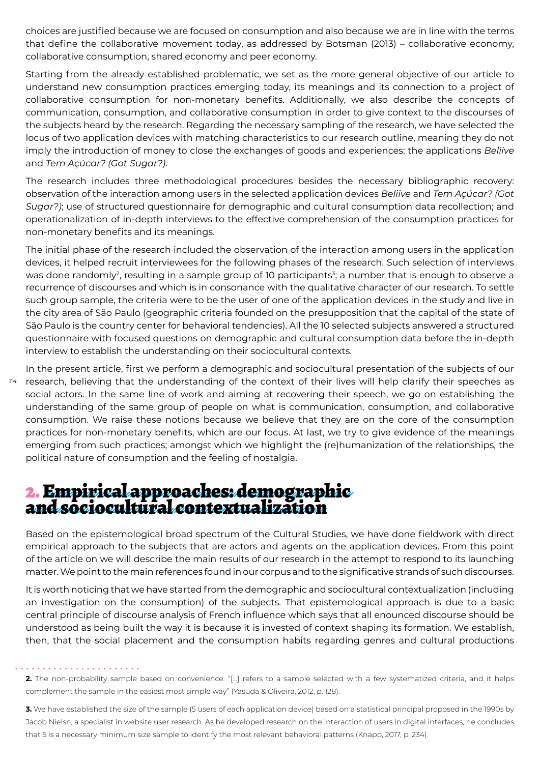choices are justified because we are focused on consumption and also because we are in line with the terms that define the collaborative movement today, as addressed by Botsman (2013) – collaborative economy, collaborative consumption, shared economy and peer economy.

Starting from the already established problematic, we set as the more general objective of our article to understand new consumption practices emerging today, its meanings and its connection to a project of collaborative consumption for non-monetary benefits. Additionally, we also describe the concepts of communication, consumption, and collaborative consumption in order to give context to the discourses of the subjects heard by the research. Regarding the necessary sampling of the research, we have selected the locus of two application devices with matching characteristics to our research outline, meaning they do not imply the introduction of money to close the exchanges of goods and experiences: the applications *Beliive* and *Tem Açúcar? (Got Sugar?)*.

The research includes three methodological procedures besides the necessary bibliographic recovery: observation of the interaction among users in the selected application devices *Beliive* and *Tem Açúcar? (Got Sugar?)*; use of structured questionnaire for demographic and cultural consumption data recollection; and operationalization of in-depth interviews to the effective comprehension of the consumption practices for non-monetary benefits and its meanings.

The initial phase of the research included the observation of the interaction among users in the application devices, it helped recruit interviewees for the following phases of the research. Such selection of interviews was done randomly[2], resulting in a sample group of 10 participants[3]; a number that is enough to observe a recurrence of discourses and which is in consonance with the qualitative character of our research. To settle such group sample, the criteria were to be the user of one of the application devices in the study and live in the city area of São Paulo (geographic criteria founded on the presupposition that the capital of the state of São Paulo is the country center for behavioral tendencies). All the 10 selected subjects answered a structured questionnaire with focused questions on demographic and cultural consumption data before the in-depth interview to establish the understanding on their sociocultural contexts.

In the present article, first we perform a demographic and sociocultural presentation of the subjects of our research, believing that the understanding of the context of their lives will help clarify their speeches as social actors. In the same line of work and aiming at recovering their speech, we go on establishing the understanding of the same group of people on what is communication, consumption, and collaborative consumption. We raise these notions because we believe that they are on the core of the consumption practices for non-monetary benefits, which are our focus. At last, we try to give evidence of the meanings emerging from such practices; amongst which we highlight the (re)humanization of the relationships, the political nature of consumption and the feeling of nostalgia.

## 2. Empirical approaches: demographic and sociocultural contextualization

Based on the epistemological broad spectrum of the Cultural Studies, we have done fieldwork with direct empirical approach to the subjects that are actors and agents on the application devices. From this point of the article on we will describe the main results of our research in the attempt to respond to its launching matter. We point to the main references found in our corpus and to the significative strands of such discourses.

It is worth noticing that we have started from the demographic and sociocultural contextualization (including an investigation on the consumption) of the subjects. That epistemological approach is due to a basic central principle of discourse analysis of French influence which says that all enounced discourse should be understood as being built the way it is because it is invested of context shaping its formation. We establish, then, that the social placement and the consumption habits regarding genres and cultural productions

**2.** The non-probability sample based on convenience: "[...] refers to a sample selected with a few systematized criteria, and it helps complement the sample in the easiest most simple way" (Yasuda & Oliveira, 2012, p. 128).

**3.** We have established the size of the sample (5 users of each application device) based on a statistical principal proposed in the 1990s by Jacob Nielsn, a specialist in website user research. As he developed research on the interaction of users in digital interfaces, he concludes that 5 is a necessary minimum size sample to identify the most relevant behavioral patterns (Knapp, 2017, p. 234).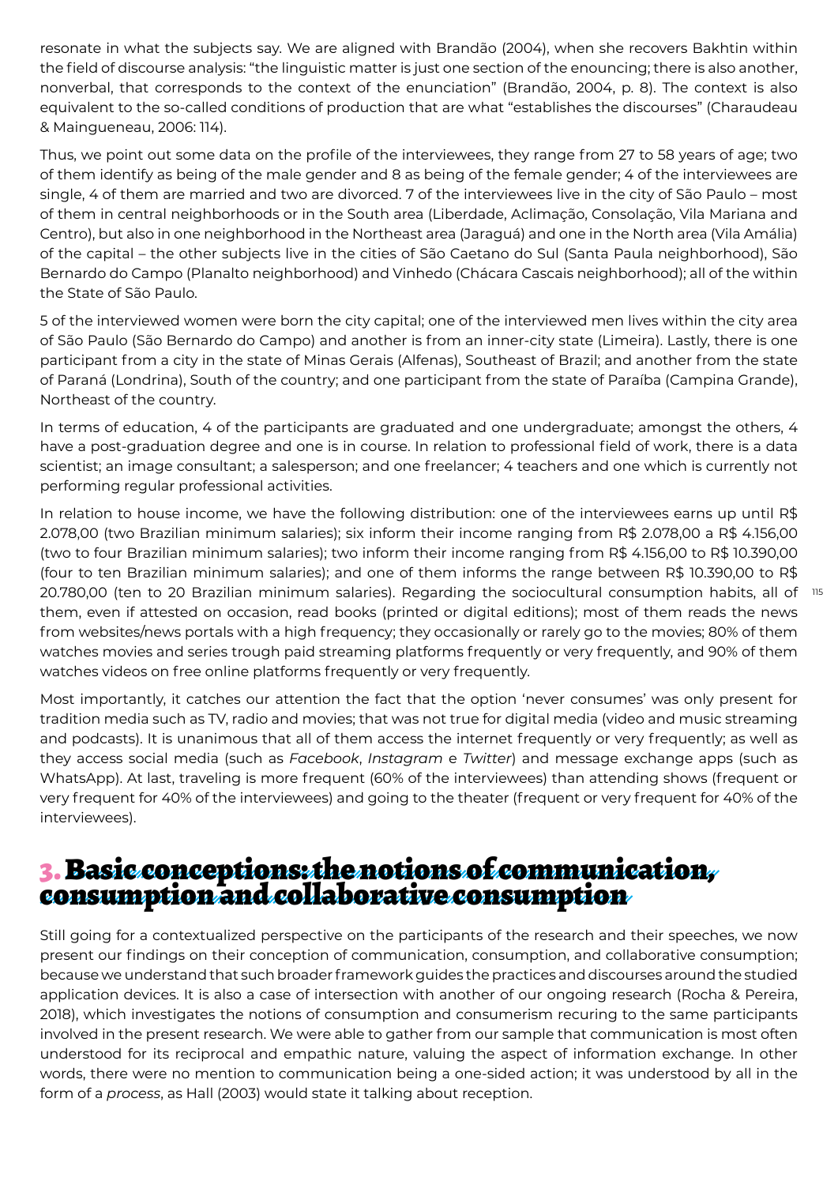resonate in what the subjects say. We are aligned with Brandão (2004), when she recovers Bakhtin within the field of discourse analysis: "the linguistic matter is just one section of the enouncing; there is also another, nonverbal, that corresponds to the context of the enunciation" (Brandão, 2004, p. 8). The context is also equivalent to the so-called conditions of production that are what "establishes the discourses" (Charaudeau & Maingueneau, 2006: 114).

Thus, we point out some data on the profile of the interviewees, they range from 27 to 58 years of age; two of them identify as being of the male gender and 8 as being of the female gender; 4 of the interviewees are single, 4 of them are married and two are divorced. 7 of the interviewees live in the city of São Paulo – most of them in central neighborhoods or in the South area (Liberdade, Aclimação, Consolação, Vila Mariana and Centro), but also in one neighborhood in the Northeast area (Jaraguá) and one in the North area (Vila Amália) of the capital – the other subjects live in the cities of São Caetano do Sul (Santa Paula neighborhood), São Bernardo do Campo (Planalto neighborhood) and Vinhedo (Chácara Cascais neighborhood); all of the within the State of São Paulo.

5 of the interviewed women were born the city capital; one of the interviewed men lives within the city area of São Paulo (São Bernardo do Campo) and another is from an inner-city state (Limeira). Lastly, there is one participant from a city in the state of Minas Gerais (Alfenas), Southeast of Brazil; and another from the state of Paraná (Londrina), South of the country; and one participant from the state of Paraíba (Campina Grande), Northeast of the country.

In terms of education, 4 of the participants are graduated and one undergraduate; amongst the others, 4 have a post-graduation degree and one is in course. In relation to professional field of work, there is a data scientist; an image consultant; a salesperson; and one freelancer; 4 teachers and one which is currently not performing regular professional activities.

In relation to house income, we have the following distribution: one of the interviewees earns up until R$ 2.078,00 (two Brazilian minimum salaries); six inform their income ranging from R$ 2.078,00 a R$ 4.156,00 (two to four Brazilian minimum salaries); two inform their income ranging from R$ 4.156,00 to R$ 10.390,00 (four to ten Brazilian minimum salaries); and one of them informs the range between R$ 10.390,00 to R$ 20.780,00 (ten to 20 Brazilian minimum salaries). Regarding the sociocultural consumption habits, all of them, even if attested on occasion, read books (printed or digital editions); most of them reads the news from websites/news portals with a high frequency; they occasionally or rarely go to the movies; 80% of them watches movies and series trough paid streaming platforms frequently or very frequently, and 90% of them watches videos on free online platforms frequently or very frequently.

Most importantly, it catches our attention the fact that the option 'never consumes' was only present for tradition media such as TV, radio and movies; that was not true for digital media (video and music streaming and podcasts). It is unanimous that all of them access the internet frequently or very frequently; as well as they access social media (such as *Facebook*, *Instagram* e *Twitter*) and message exchange apps (such as WhatsApp). At last, traveling is more frequent (60% of the interviewees) than attending shows (frequent or very frequent for 40% of the interviewees) and going to the theater (frequent or very frequent for 40% of the interviewees).

## 3. Basic conceptions: the notions of communication, consumption and collaborative consumption

Still going for a contextualized perspective on the participants of the research and their speeches, we now present our findings on their conception of communication, consumption, and collaborative consumption; because we understand that such broader framework guides the practices and discourses around the studied application devices. It is also a case of intersection with another of our ongoing research (Rocha & Pereira, 2018), which investigates the notions of consumption and consumerism recuring to the same participants involved in the present research. We were able to gather from our sample that communication is most often understood for its reciprocal and empathic nature, valuing the aspect of information exchange. In other words, there were no mention to communication being a one-sided action; it was understood by all in the form of a *process*, as Hall (2003) would state it talking about reception.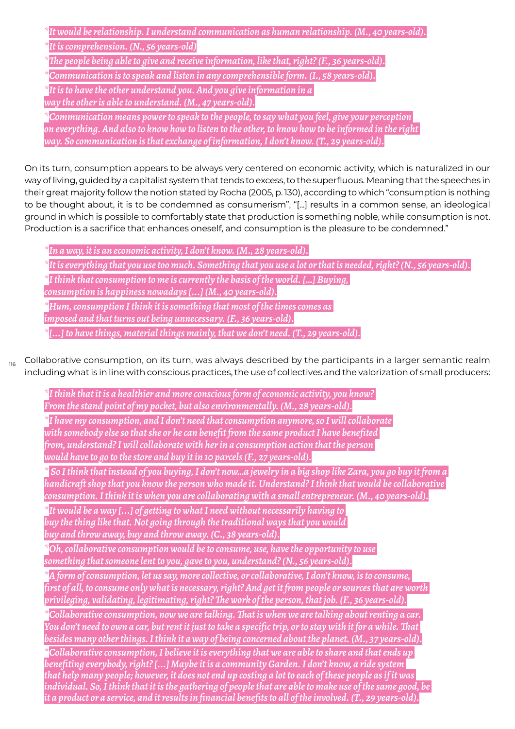*It would be relationship. I understand communication as human relationship. (M., 40 years-old).*

*It is comprehension. (N., 56 years-old)*

*The people being able to give and receive information, like that, right? (F., 36 years-old).*

*Communication is to speak and listen in any comprehensible form. (I., 58 years-old).*

*It is to have the other understand you. And you give information in a way the other is able to understand. (M., 47 years-old).*

*Communication means power to speak to the people, to say what you feel, give your perception on everything. And also to know how to listen to the other, to know how to be informed in the right way. So communication is that exchange of information, I don't know. (T., 29 years-old).*

On its turn, consumption appears to be always very centered on economic activity, which is naturalized in our way of living, guided by a capitalist system that tends to excess, to the superfluous. Meaning that the speeches in their great majority follow the notion stated by Rocha (2005, p. 130), according to which "consumption is nothing to be thought about, it is to be condemned as consumerism", "[...] results in a common sense, an ideological ground in which is possible to comfortably state that production is something noble, while consumption is not. Production is a sacrifice that enhances oneself, and consumption is the pleasure to be condemned."

*In a way, it is an economic activity, I don't know. (M., 28 years-old).*

*It is everything that you use too much. Something that you use a lot or that is needed, right? (N., 56 years-old).*

*I think that consumption to me is currently the basis of the world. [...] Buying, consumption is happiness nowadays [...] (M., 40 years-old).*

*Hum, consumption I think it is something that most of the times comes as imposed and that turns out being unnecessary. (F., 36 years-old).*

*[...] to have things, material things mainly, that we don't need. (T., 29 years-old).*

Collaborative consumption, on its turn, was always described by the participants in a larger semantic realm including what is in line with conscious practices, the use of collectives and the valorization of small producers:

*I think that it is a healthier and more conscious form of economic activity, you know? From the stand point of my pocket, but also environmentally. (M., 28 years-old).*

*I have my consumption, and I don't need that consumption anymore, so I will collaborate with somebody else so that she or he can benefit from the same product I have benefited from, understand? I will collaborate with her in a consumption action that the person would have to go to the store and buy it in 10 parcels (F., 27 years-old).*

*So I think that instead of you buying, I don't now...a jewelry in a big shop like Zara, you go buy it from a handicraft shop that you know the person who made it. Understand? I think that would be collaborative consumption. I think it is when you are collaborating with a small entrepreneur. (M., 40 years-old).*

*It would be a way [...] of getting to what I need without necessarily having to buy the thing like that. Not going through the traditional ways that you would buy and throw away, buy and throw away. (C., 38 years-old).*

*Oh, collaborative consumption would be to consume, use, have the opportunity to use something that someone lent to you, gave to you, understand? (N., 56 years-old).*

*A form of consumption, let us say, more collective, or collaborative, I don't know, is to consume, first of all, to consume only what is necessary, right? And get it from people or sources that are worth privileging, validating, legitimating, right? The work of the person, that job. (F., 36 years-old).*

*Collaborative consumption, now we are talking. That is when we are talking about renting a car. You don't need to own a car, but rent it just to take a specific trip, or to stay with it for a while. That besides many other things. I think it a way of being concerned about the planet. (M., 37 years-old).*

*Collaborative consumption, I believe it is everything that we are able to share and that ends up benefiting everybody, right? [...] Maybe it is a community Garden. I don't know, a ride system that help many people; however, it does not end up costing a lot to each of these people as if it was individual. So, I think that it is the gathering of people that are able to make use of the same good, be it a product or a service, and it results in financial benefits to all of the involved. (T., 29 years-old).*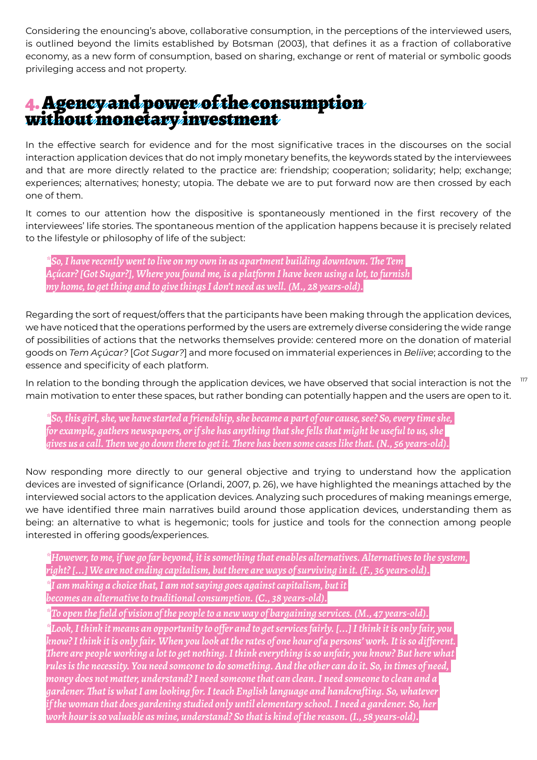Considering the enouncing's above, collaborative consumption, in the perceptions of the interviewed users, is outlined beyond the limits established by Botsman (2003), that defines it as a fraction of collaborative economy, as a new form of consumption, based on sharing, exchange or rent of material or symbolic goods privileging access and not property.

## 4. Agency and power of the consumption without monetary investment

In the effective search for evidence and for the most significative traces in the discourses on the social interaction application devices that do not imply monetary benefits, the keywords stated by the interviewees and that are more directly related to the practice are: friendship; cooperation; solidarity; help; exchange; experiences; alternatives; honesty; utopia. The debate we are to put forward now are then crossed by each one of them.

It comes to our attention how the dispositive is spontaneously mentioned in the first recovery of the interviewees' life stories. The spontaneous mention of the application happens because it is precisely related to the lifestyle or philosophy of life of the subject:

> *So, I have recently went to live on my own in as apartment building downtown. The Tem Açúcar? [Got Sugar?], Where you found me, is a platform I have been using a lot, to furnish my home, to get thing and to give things I don't need as well. (M., 28 years-old).*

Regarding the sort of request/offers that the participants have been making through the application devices, we have noticed that the operations performed by the users are extremely diverse considering the wide range of possibilities of actions that the networks themselves provide: centered more on the donation of material goods on *Tem Açúcar?* [*Got Sugar?*] and more focused on immaterial experiences in *Beliive*; according to the essence and specificity of each platform.

In relation to the bonding through the application devices, we have observed that social interaction is not the main motivation to enter these spaces, but rather bonding can potentially happen and the users are open to it.

> *So, this girl, she, we have started a friendship, she became a part of our cause, see? So, every time she, for example, gathers newspapers, or if she has anything that she fells that might be useful to us, she gives us a call. Then we go down there to get it. There has been some cases like that. (N., 56 years-old).*

Now responding more directly to our general objective and trying to understand how the application devices are invested of significance (Orlandi, 2007, p. 26), we have highlighted the meanings attached by the interviewed social actors to the application devices. Analyzing such procedures of making meanings emerge, we have identified three main narratives build around those application devices, understanding them as being: an alternative to what is hegemonic; tools for justice and tools for the connection among people interested in offering goods/experiences.

> *However, to me, if we go far beyond, it is something that enables alternatives. Alternatives to the system, right? [...] We are not ending capitalism, but there are ways of surviving in it. (F., 36 years-old).*
>
> *I am making a choice that, I am not saying goes against capitalism, but it becomes an alternative to traditional consumption. (C., 38 years-old).*
>
> *To open the field of vision of the people to a new way of bargaining services. (M., 47 years-old).*
>
> *Look, I think it means an opportunity to offer and to get services fairly. [...] I think it is only fair, you know? I think it is only fair. When you look at the rates of one hour of a persons' work. It is so different. There are people working a lot to get nothing. I think everything is so unfair, you know? But here what rules is the necessity. You need someone to do something. And the other can do it. So, in times of need, money does not matter, understand? I need someone that can clean. I need someone to clean and a gardener. That is what I am looking for. I teach English language and handcrafting. So, whatever if the woman that does gardening studied only until elementary school. I need a gardener. So, her work hour is so valuable as mine, understand? So that is kind of the reason. (I., 58 years-old).*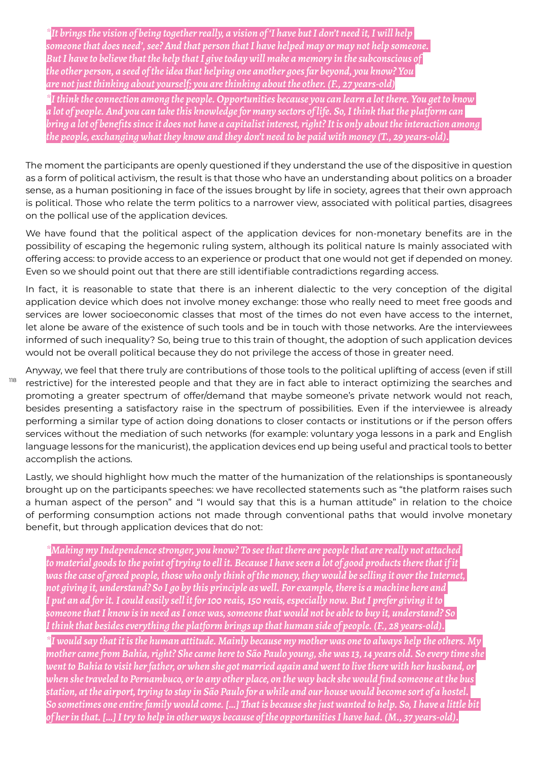*"It brings the vision of being together really, a vision of 'I have but I don't need it, I will help someone that does need', see? And that person that I have helped may or may not help someone. But I have to believe that the help that I give today will make a memory in the subconscious of the other person, a seed of the idea that helping one another goes far beyond, you know? You are not just thinking about yourself; you are thinking about the other. (F., 27 years-old)*

*"I think the connection among the people. Opportunities because you can learn a lot there. You get to know a lot of people. And you can take this knowledge for many sectors of life. So, I think that the platform can bring a lot of benefits since it does not have a capitalist interest, right? It is only about the interaction among the people, exchanging what they know and they don't need to be paid with money (T., 29 years-old).*

The moment the participants are openly questioned if they understand the use of the dispositive in question as a form of political activism, the result is that those who have an understanding about politics on a broader sense, as a human positioning in face of the issues brought by life in society, agrees that their own approach is political. Those who relate the term politics to a narrower view, associated with political parties, disagrees on the pollical use of the application devices.

We have found that the political aspect of the application devices for non-monetary benefits are in the possibility of escaping the hegemonic ruling system, although its political nature Is mainly associated with offering access: to provide access to an experience or product that one would not get if depended on money. Even so we should point out that there are still identifiable contradictions regarding access.

In fact, it is reasonable to state that there is an inherent dialectic to the very conception of the digital application device which does not involve money exchange: those who really need to meet free goods and services are lower socioeconomic classes that most of the times do not even have access to the internet, let alone be aware of the existence of such tools and be in touch with those networks. Are the interviewees informed of such inequality? So, being true to this train of thought, the adoption of such application devices would not be overall political because they do not privilege the access of those in greater need.

Anyway, we feel that there truly are contributions of those tools to the political uplifting of access (even if still restrictive) for the interested people and that they are in fact able to interact optimizing the searches and promoting a greater spectrum of offer/demand that maybe someone's private network would not reach, besides presenting a satisfactory raise in the spectrum of possibilities. Even if the interviewee is already performing a similar type of action doing donations to closer contacts or institutions or if the person offers services without the mediation of such networks (for example: voluntary yoga lessons in a park and English language lessons for the manicurist), the application devices end up being useful and practical tools to better accomplish the actions.

Lastly, we should highlight how much the matter of the humanization of the relationships is spontaneously brought up on the participants speeches: we have recollected statements such as "the platform raises such a human aspect of the person" and "I would say that this is a human attitude" in relation to the choice of performing consumption actions not made through conventional paths that would involve monetary benefit, but through application devices that do not:

*"Making my Independence stronger, you know? To see that there are people that are really not attached to material goods to the point of trying to ell it. Because I have seen a lot of good products there that if it was the case of greed people, those who only think of the money, they would be selling it over the Internet, not giving it, understand? So I go by this principle as well. For example, there is a machine here and I put an ad for it. I could easily sell it for 100 reais, 150 reais, especially now. But I prefer giving it to someone that I know is in need as I once was, someone that would not be able to buy it, understand? So I think that besides everything the platform brings up that human side of people. (F., 28 years-old).*

*"I would say that it is the human attitude. Mainly because my mother was one to always help the others. My mother came from Bahia, right? She came here to São Paulo young, she was 13, 14 years old. So every time she went to Bahia to visit her father, or when she got married again and went to live there with her husband, or when she traveled to Pernambuco, or to any other place, on the way back she would find someone at the bus station, at the airport, trying to stay in São Paulo for a while and our house would become sort of a hostel. So sometimes one entire family would come. [...] That is because she just wanted to help. So, I have a little bit of her in that. [...] I try to help in other ways because of the opportunities I have had. (M., 37 years-old).*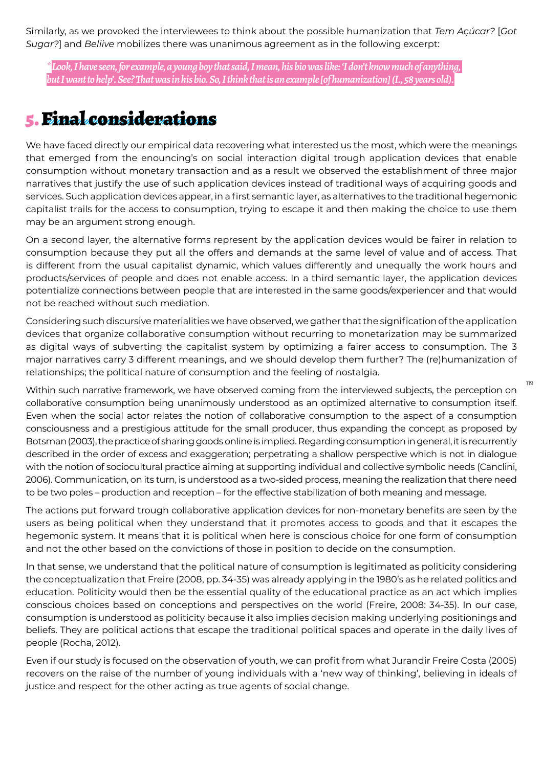Similarly, as we provoked the interviewees to think about the possible humanization that *Tem Açúcar?* [*Got Sugar?*] and *Beliive* mobilizes there was unanimous agreement as in the following excerpt:

> *"Look, I have seen, for example, a young boy that said, I mean, his bio was like: 'I don't know much of anything, but I want to help'. See? That was in his bio. So, I think that is an example [of humanization] (I., 58 years old).*

## 5. Final considerations

We have faced directly our empirical data recovering what interested us the most, which were the meanings that emerged from the enouncing's on social interaction digital trough application devices that enable consumption without monetary transaction and as a result we observed the establishment of three major narratives that justify the use of such application devices instead of traditional ways of acquiring goods and services. Such application devices appear, in a first semantic layer, as alternatives to the traditional hegemonic capitalist trails for the access to consumption, trying to escape it and then making the choice to use them may be an argument strong enough.

On a second layer, the alternative forms represent by the application devices would be fairer in relation to consumption because they put all the offers and demands at the same level of value and of access. That is different from the usual capitalist dynamic, which values differently and unequally the work hours and products/services of people and does not enable access. In a third semantic layer, the application devices potentialize connections between people that are interested in the same goods/experiencer and that would not be reached without such mediation.

Considering such discursive materialities we have observed, we gather that the signification of the application devices that organize collaborative consumption without recurring to monetarization may be summarized as digital ways of subverting the capitalist system by optimizing a fairer access to consumption. The 3 major narratives carry 3 different meanings, and we should develop them further? The (re)humanization of relationships; the political nature of consumption and the feeling of nostalgia.

Within such narrative framework, we have observed coming from the interviewed subjects, the perception on collaborative consumption being unanimously understood as an optimized alternative to consumption itself. Even when the social actor relates the notion of collaborative consumption to the aspect of a consumption consciousness and a prestigious attitude for the small producer, thus expanding the concept as proposed by Botsman (2003), the practice of sharing goods online is implied. Regarding consumption in general, it is recurrently described in the order of excess and exaggeration; perpetrating a shallow perspective which is not in dialogue with the notion of sociocultural practice aiming at supporting individual and collective symbolic needs (Canclini, 2006). Communication, on its turn, is understood as a two-sided process, meaning the realization that there need to be two poles – production and reception – for the effective stabilization of both meaning and message.

The actions put forward trough collaborative application devices for non-monetary benefits are seen by the users as being political when they understand that it promotes access to goods and that it escapes the hegemonic system. It means that it is political when here is conscious choice for one form of consumption and not the other based on the convictions of those in position to decide on the consumption.

In that sense, we understand that the political nature of consumption is legitimated as politicity considering the conceptualization that Freire (2008, pp. 34-35) was already applying in the 1980's as he related politics and education. Politicity would then be the essential quality of the educational practice as an act which implies conscious choices based on conceptions and perspectives on the world (Freire, 2008: 34-35). In our case, consumption is understood as politicity because it also implies decision making underlying positionings and beliefs. They are political actions that escape the traditional political spaces and operate in the daily lives of people (Rocha, 2012).

Even if our study is focused on the observation of youth, we can profit from what Jurandir Freire Costa (2005) recovers on the raise of the number of young individuals with a 'new way of thinking', believing in ideals of justice and respect for the other acting as true agents of social change.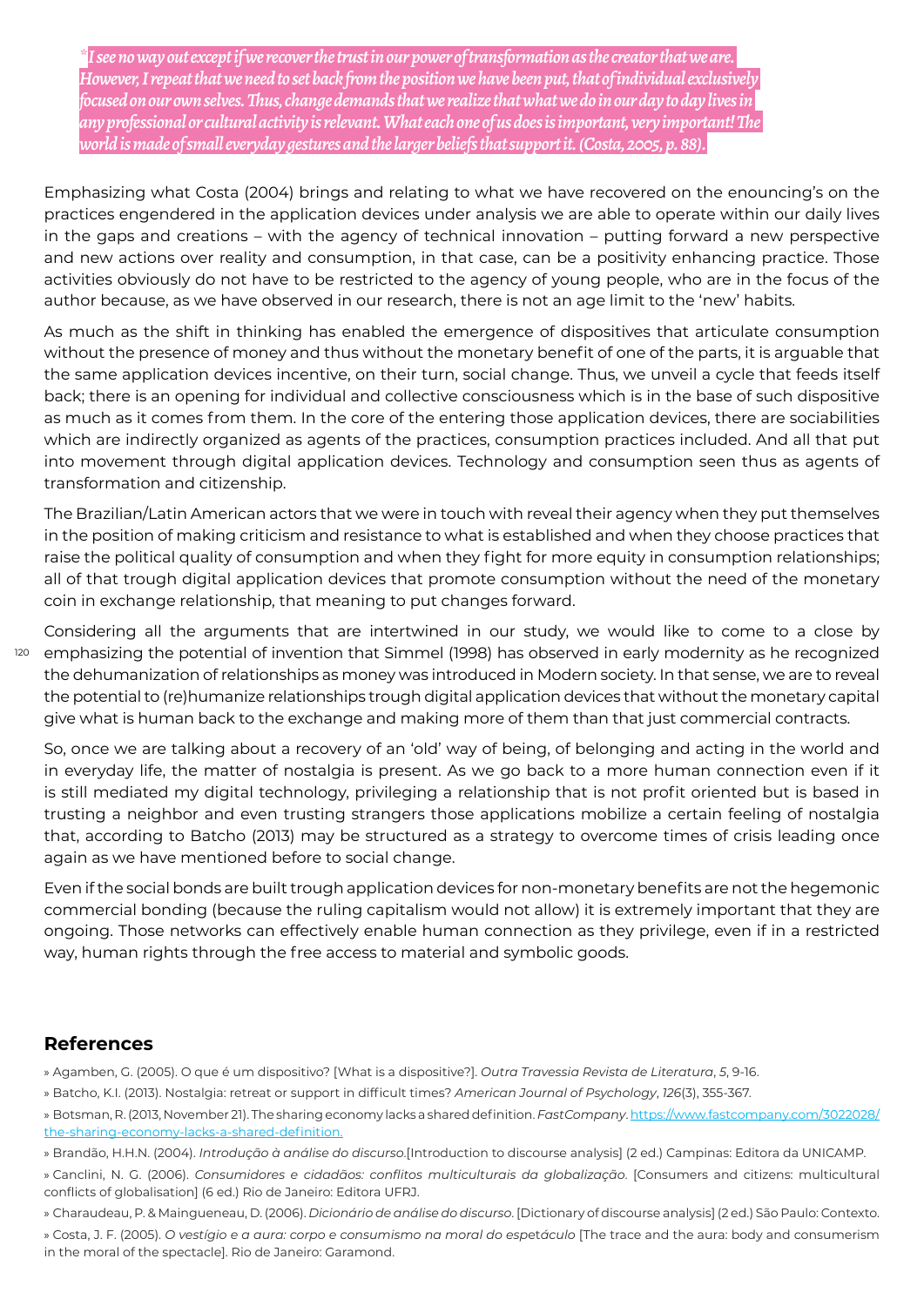*"I see no way out except if we recover the trust in our power of transformation as the creator that we are. However, I repeat that we need to set back from the position we have been put, that of individual exclusively focused on our own selves. Thus, change demands that we realize that what we do in our day to day lives in any professional or cultural activity is relevant. What each one of us does is important, very important! The world is made of small everyday gestures and the larger beliefs that support it. (Costa, 2005, p. 88).*

Emphasizing what Costa (2004) brings and relating to what we have recovered on the enouncing's on the practices engendered in the application devices under analysis we are able to operate within our daily lives in the gaps and creations – with the agency of technical innovation – putting forward a new perspective and new actions over reality and consumption, in that case, can be a positivity enhancing practice. Those activities obviously do not have to be restricted to the agency of young people, who are in the focus of the author because, as we have observed in our research, there is not an age limit to the 'new' habits.

As much as the shift in thinking has enabled the emergence of dispositives that articulate consumption without the presence of money and thus without the monetary benefit of one of the parts, it is arguable that the same application devices incentive, on their turn, social change. Thus, we unveil a cycle that feeds itself back; there is an opening for individual and collective consciousness which is in the base of such dispositive as much as it comes from them. In the core of the entering those application devices, there are sociabilities which are indirectly organized as agents of the practices, consumption practices included. And all that put into movement through digital application devices. Technology and consumption seen thus as agents of transformation and citizenship.

The Brazilian/Latin American actors that we were in touch with reveal their agency when they put themselves in the position of making criticism and resistance to what is established and when they choose practices that raise the political quality of consumption and when they fight for more equity in consumption relationships; all of that trough digital application devices that promote consumption without the need of the monetary coin in exchange relationship, that meaning to put changes forward.

Considering all the arguments that are intertwined in our study, we would like to come to a close by emphasizing the potential of invention that Simmel (1998) has observed in early modernity as he recognized the dehumanization of relationships as money was introduced in Modern society. In that sense, we are to reveal the potential to (re)humanize relationships trough digital application devices that without the monetary capital give what is human back to the exchange and making more of them than that just commercial contracts.

So, once we are talking about a recovery of an 'old' way of being, of belonging and acting in the world and in everyday life, the matter of nostalgia is present. As we go back to a more human connection even if it is still mediated my digital technology, privileging a relationship that is not profit oriented but is based in trusting a neighbor and even trusting strangers those applications mobilize a certain feeling of nostalgia that, according to Batcho (2013) may be structured as a strategy to overcome times of crisis leading once again as we have mentioned before to social change.

Even if the social bonds are built trough application devices for non-monetary benefits are not the hegemonic commercial bonding (because the ruling capitalism would not allow) it is extremely important that they are ongoing. Those networks can effectively enable human connection as they privilege, even if in a restricted way, human rights through the free access to material and symbolic goods.

## References

» Agamben, G. (2005). O que é um dispositivo? [What is a dispositive?]. *Outra Travessia Revista de Literatura*, *5*, 9-16.

» Batcho, K.I. (2013). Nostalgia: retreat or support in difficult times? *American Journal of Psychology*, *126*(3), 355-367.

» Botsman, R. (2013, November 21). The sharing economy lacks a shared definition. *FastCompany*. https://www.fastcompany.com/3022028/the-sharing-economy-lacks-a-shared-definition.

» Brandão, H.H.N. (2004). *Introdução à análise do discurso*.[Introduction to discourse analysis] (2 ed.) Campinas: Editora da UNICAMP.

» Canclini, N. G. (2006). *Consumidores e cidadãos: conflitos multiculturais da globalização.* [Consumers and citizens: multicultural conflicts of globalisation] (6 ed.) Rio de Janeiro: Editora UFRJ.

» Charaudeau, P. & Maingueneau, D. (2006). *Dicionário de análise do discurso.* [Dictionary of discourse analysis] (2 ed.) São Paulo: Contexto.

» Costa, J. F. (2005). *O vestígio e a aura: corpo e consumismo na moral do espetáculo* [The trace and the aura: body and consumerism in the moral of the spectacle]. Rio de Janeiro: Garamond.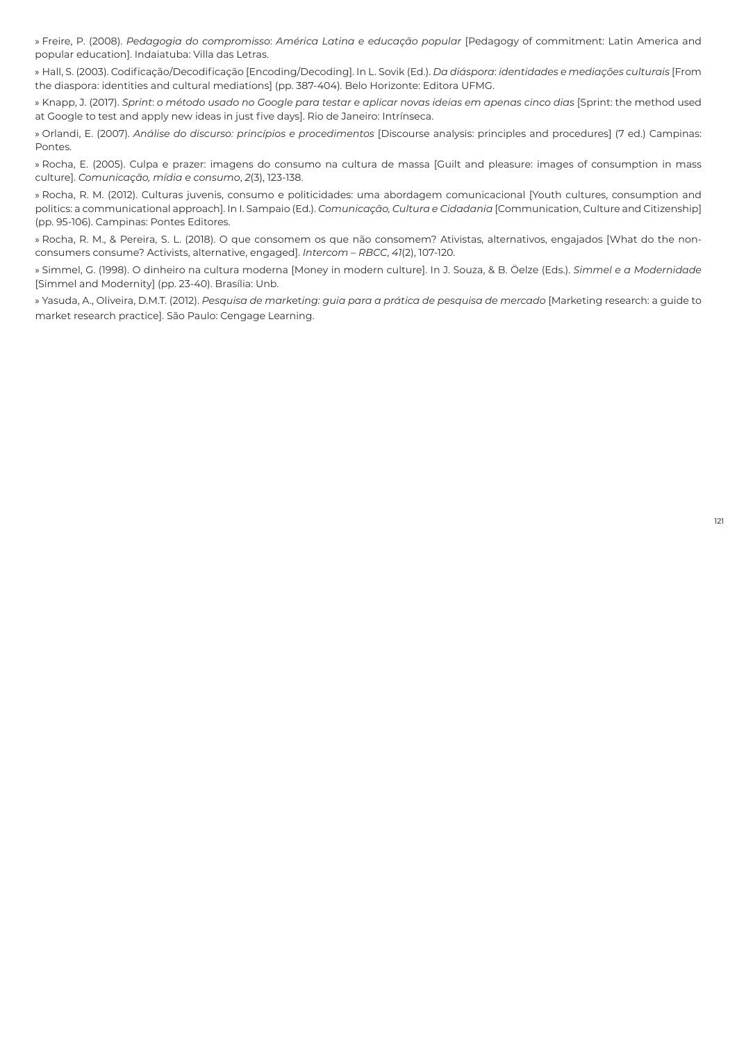» Freire, P. (2008). *Pedagogia do compromisso*: *América Latina e educação popular* [Pedagogy of commitment: Latin America and popular education]. Indaiatuba: Villa das Letras.

» Hall, S. (2003). Codificação/Decodificação [Encoding/Decoding]. In L. Sovik (Ed.). *Da diáspora*: *identidades e mediações culturais* [From the diaspora: identities and cultural mediations] (pp. 387-404). Belo Horizonte: Editora UFMG.

» Knapp, J. (2017). *Sprint*: *o método usado no Google para testar e aplicar novas ideias em apenas cinco dias* [Sprint: the method used at Google to test and apply new ideas in just five days]. Rio de Janeiro: Intrínseca.

» Orlandi, E. (2007). *Análise do discurso: princípios e procedimentos* [Discourse analysis: principles and procedures] (7 ed.) Campinas: Pontes.

» Rocha, E. (2005). Culpa e prazer: imagens do consumo na cultura de massa [Guilt and pleasure: images of consumption in mass culture]. *Comunicação, mídia e consumo*, *2*(3), 123-138.

» Rocha, R. M. (2012). Culturas juvenis, consumo e politicidades: uma abordagem comunicacional [Youth cultures, consumption and politics: a communicational approach]. In I. Sampaio (Ed.). *Comunicação, Cultura e Cidadania* [Communication, Culture and Citizenship] (pp. 95-106). Campinas: Pontes Editores.

» Rocha, R. M., & Pereira, S. L. (2018). O que consomem os que não consomem? Ativistas, alternativos, engajados [What do the non-consumers consume? Activists, alternative, engaged]. *Intercom – RBCC*, *41*(2), 107-120.

» Simmel, G. (1998). O dinheiro na cultura moderna [Money in modern culture]. In J. Souza, & B. Öelze (Eds.). *Simmel e a Modernidade* [Simmel and Modernity] (pp. 23-40). Brasília: Unb.

» Yasuda, A., Oliveira, D.M.T. (2012). *Pesquisa de marketing: guia para a prática de pesquisa de mercado* [Marketing research: a guide to market research practice]. São Paulo: Cengage Learning.